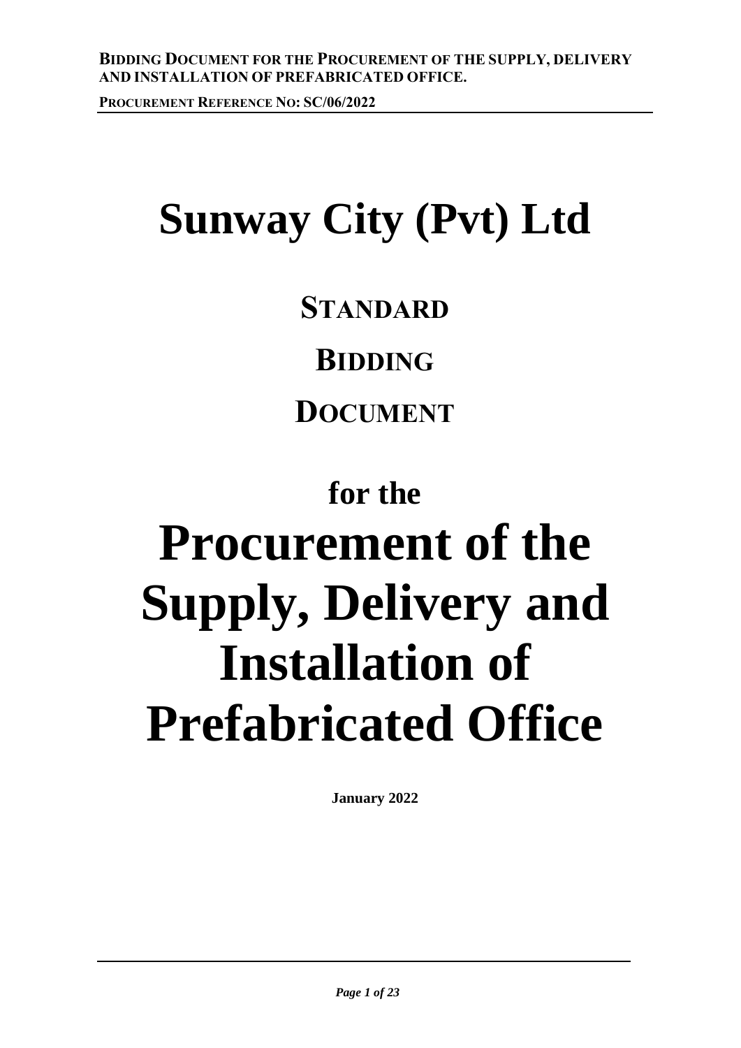# Sunway City (Pvt) Ltd

## STANDARD

## BIDDING

## DOCUMENT

## for the

# Procurement of the Supply, Delivery and Installation of Prefabricated Office

**January 2022**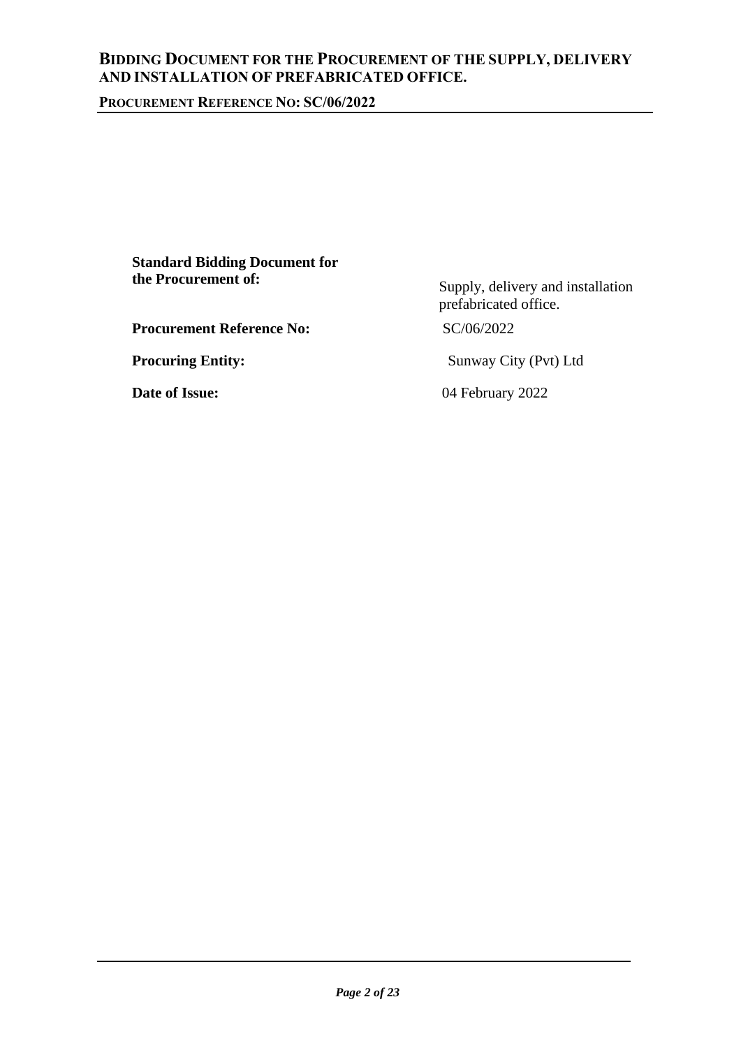**Standard Bidding Document for the Procurement of:** Supply, delivery and installation prefabricated office.

**Procurement Reference No:** SC/06/2022

**Procuring Entity:** Sunway City (Pvt) Ltd

**Date of Issue:** 04 February 2022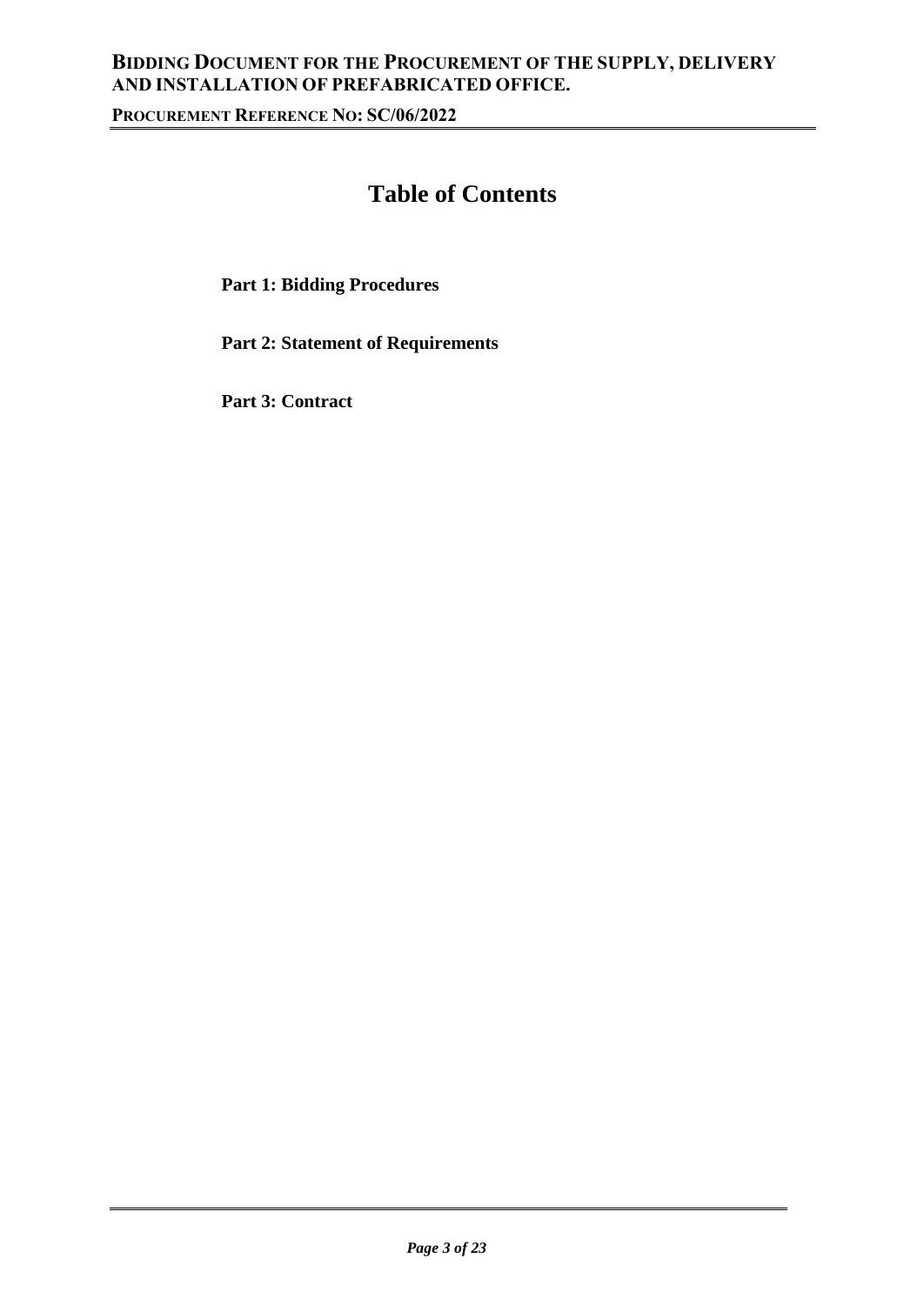# Table of Contents

**Part 1: Bidding Procedures**

**Part 2: Statement of Requirements**

**Part 3: Contract**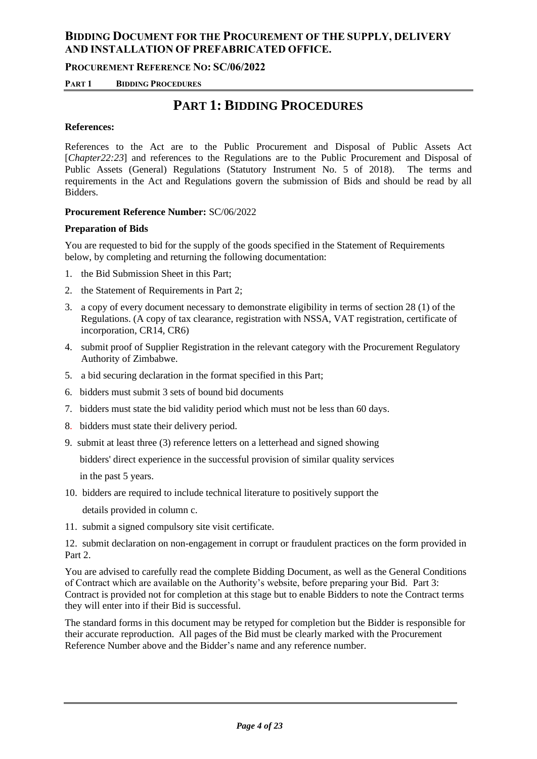# PART 1: BIDDING PROCEDURES

**References:**

References to the Act are to the Public Procurement and Disposal of Public Assets Act [*Chapter22:23*] and references to the Regulations are to the Public Procurement and Disposal of Public Assets (General) Regulations (Statutory Instrument No. 5 of 2018). The terms and requirements in the Act and Regulations govern the submission of Bids and should be read by all Bidders.

**Procurement Reference Number:** SC/06/2022

**Preparation of Bids**

You are requested to bid for the supply of the goods specified in the Statement of Requirements below, by completing and returning the following documentation:

1. the Bid Submission Sheet in this Part;
2. the Statement of Requirements in Part 2;
3. a copy of every document necessary to demonstrate eligibility in terms of section 28 (1) of the Regulations. (A copy of tax clearance, registration with NSSA, VAT registration, certificate of incorporation, CR14, CR6)
4. submit proof of Supplier Registration in the relevant category with the Procurement Regulatory Authority of Zimbabwe.
5. a bid securing declaration in the format specified in this Part;
6. bidders must submit 3 sets of bound bid documents
7. bidders must state the bid validity period which must not be less than 60 days.
8. bidders must state their delivery period.
9. submit at least three (3) reference letters on a letterhead and signed showing bidders' direct experience in the successful provision of similar quality services in the past 5 years.
10. bidders are required to include technical literature to positively support the details provided in column c.
11. submit a signed compulsory site visit certificate.
12. submit declaration on non-engagement in corrupt or fraudulent practices on the form provided in Part 2.

You are advised to carefully read the complete Bidding Document, as well as the General Conditions of Contract which are available on the Authority's website, before preparing your Bid. Part 3: Contract is provided not for completion at this stage but to enable Bidders to note the Contract terms they will enter into if their Bid is successful.

The standard forms in this document may be retyped for completion but the Bidder is responsible for their accurate reproduction. All pages of the Bid must be clearly marked with the Procurement Reference Number above and the Bidder's name and any reference number.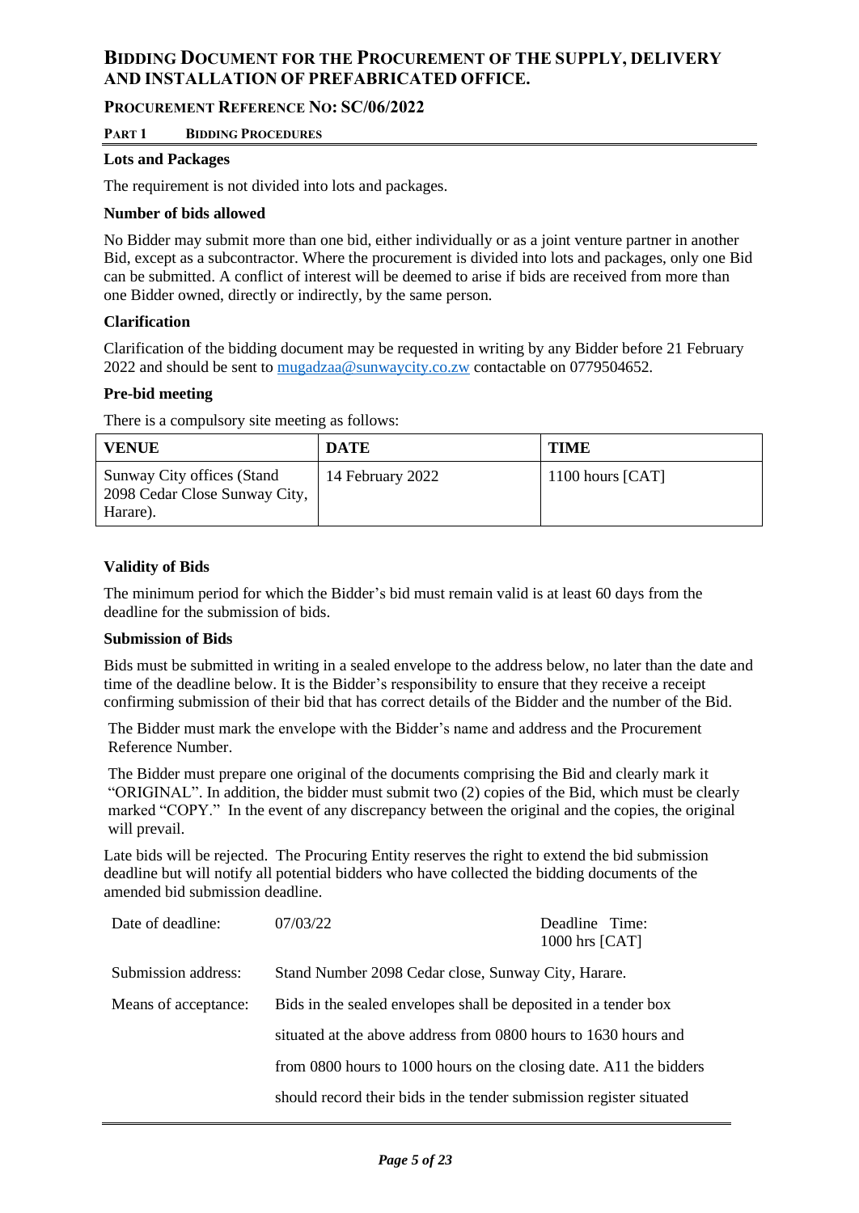# BIDDING DOCUMENT FOR THE PROCUREMENT OF THE SUPPLY, DELIVERY AND INSTALLATION OF PREFABRICATED OFFICE.

## PROCUREMENT REFERENCE NO: SC/06/2022

### PART 1 BIDDING PROCEDURES

**Lots and Packages**

The requirement is not divided into lots and packages.

**Number of bids allowed**

No Bidder may submit more than one bid, either individually or as a joint venture partner in another Bid, except as a subcontractor. Where the procurement is divided into lots and packages, only one Bid can be submitted. A conflict of interest will be deemed to arise if bids are received from more than one Bidder owned, directly or indirectly, by the same person.

**Clarification**

Clarification of the bidding document may be requested in writing by any Bidder before 21 February 2022 and should be sent to mugadzaa@sunwaycity.co.zw contactable on 0779504652.

**Pre-bid meeting**

There is a compulsory site meeting as follows:

| VENUE | DATE | TIME |
|---|---|---|
| Sunway City offices (Stand 2098 Cedar Close Sunway City, Harare). | 14 February 2022 | 1100 hours [CAT] |

**Validity of Bids**

The minimum period for which the Bidder's bid must remain valid is at least 60 days from the deadline for the submission of bids.

**Submission of Bids**

Bids must be submitted in writing in a sealed envelope to the address below, no later than the date and time of the deadline below. It is the Bidder's responsibility to ensure that they receive a receipt confirming submission of their bid that has correct details of the Bidder and the number of the Bid.

The Bidder must mark the envelope with the Bidder's name and address and the Procurement Reference Number.

The Bidder must prepare one original of the documents comprising the Bid and clearly mark it "ORIGINAL". In addition, the bidder must submit two (2) copies of the Bid, which must be clearly marked "COPY." In the event of any discrepancy between the original and the copies, the original will prevail.

Late bids will be rejected. The Procuring Entity reserves the right to extend the bid submission deadline but will notify all potential bidders who have collected the bidding documents of the amended bid submission deadline.

| | | |
|---|---|---|
| Date of deadline: | 07/03/22 | Deadline Time: 1000 hrs [CAT] |
| Submission address: | Stand Number 2098 Cedar close, Sunway City, Harare. | |
| Means of acceptance: | Bids in the sealed envelopes shall be deposited in a tender box situated at the above address from 0800 hours to 1630 hours and from 0800 hours to 1000 hours on the closing date. A11 the bidders should record their bids in the tender submission register situated | |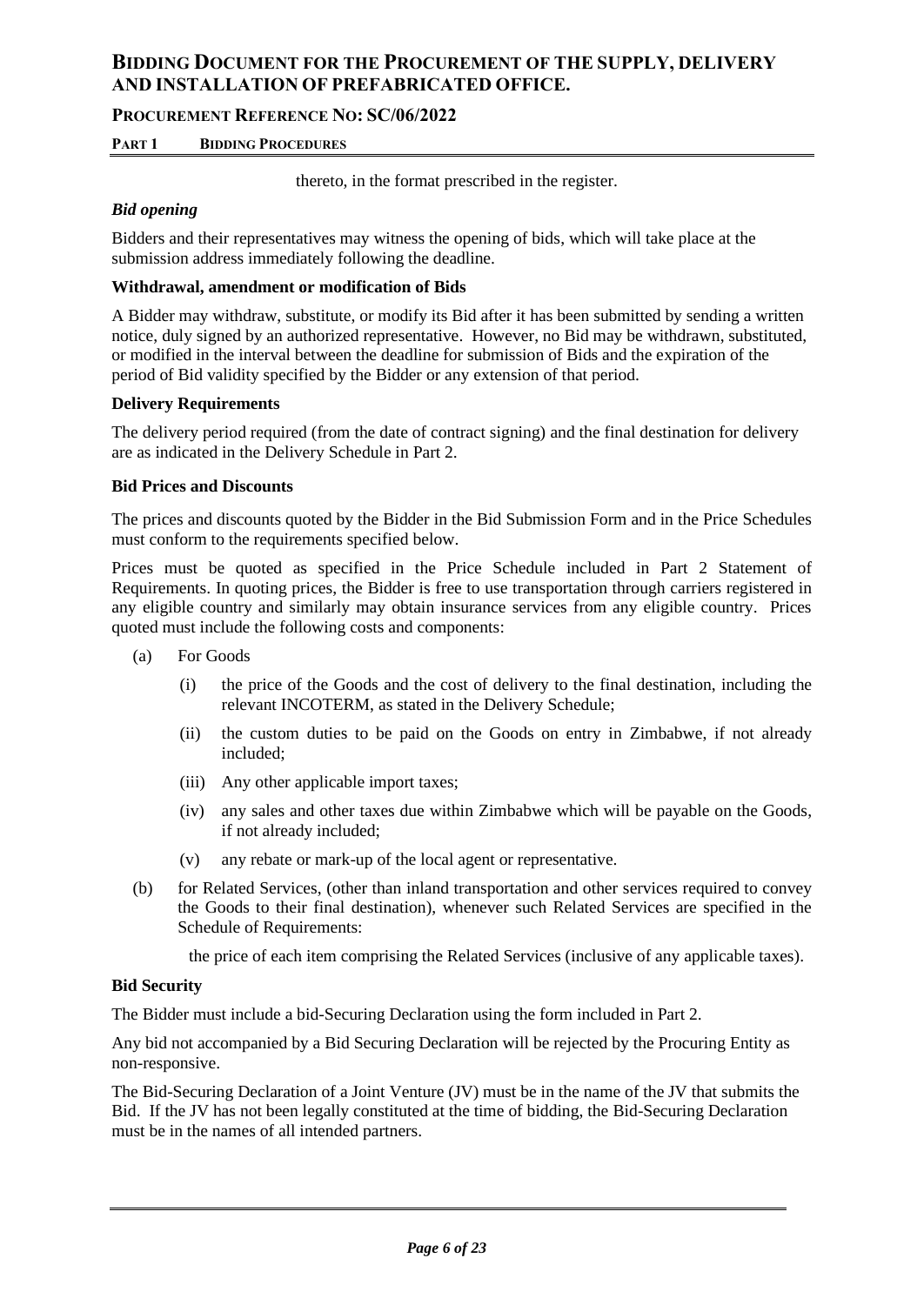thereto, in the format prescribed in the register.

***Bid opening***

Bidders and their representatives may witness the opening of bids, which will take place at the submission address immediately following the deadline.

**Withdrawal, amendment or modification of Bids**

A Bidder may withdraw, substitute, or modify its Bid after it has been submitted by sending a written notice, duly signed by an authorized representative. However, no Bid may be withdrawn, substituted, or modified in the interval between the deadline for submission of Bids and the expiration of the period of Bid validity specified by the Bidder or any extension of that period.

**Delivery Requirements**

The delivery period required (from the date of contract signing) and the final destination for delivery are as indicated in the Delivery Schedule in Part 2.

**Bid Prices and Discounts**

The prices and discounts quoted by the Bidder in the Bid Submission Form and in the Price Schedules must conform to the requirements specified below.

Prices must be quoted as specified in the Price Schedule included in Part 2 Statement of Requirements. In quoting prices, the Bidder is free to use transportation through carriers registered in any eligible country and similarly may obtain insurance services from any eligible country. Prices quoted must include the following costs and components:

(a) For Goods

  (i) the price of the Goods and the cost of delivery to the final destination, including the relevant INCOTERM, as stated in the Delivery Schedule;

  (ii) the custom duties to be paid on the Goods on entry in Zimbabwe, if not already included;

  (iii) Any other applicable import taxes;

  (iv) any sales and other taxes due within Zimbabwe which will be payable on the Goods, if not already included;

  (v) any rebate or mark-up of the local agent or representative.

(b) for Related Services, (other than inland transportation and other services required to convey the Goods to their final destination), whenever such Related Services are specified in the Schedule of Requirements:

  the price of each item comprising the Related Services (inclusive of any applicable taxes).

**Bid Security**

The Bidder must include a bid-Securing Declaration using the form included in Part 2.

Any bid not accompanied by a Bid Securing Declaration will be rejected by the Procuring Entity as non-responsive.

The Bid-Securing Declaration of a Joint Venture (JV) must be in the name of the JV that submits the Bid. If the JV has not been legally constituted at the time of bidding, the Bid-Securing Declaration must be in the names of all intended partners.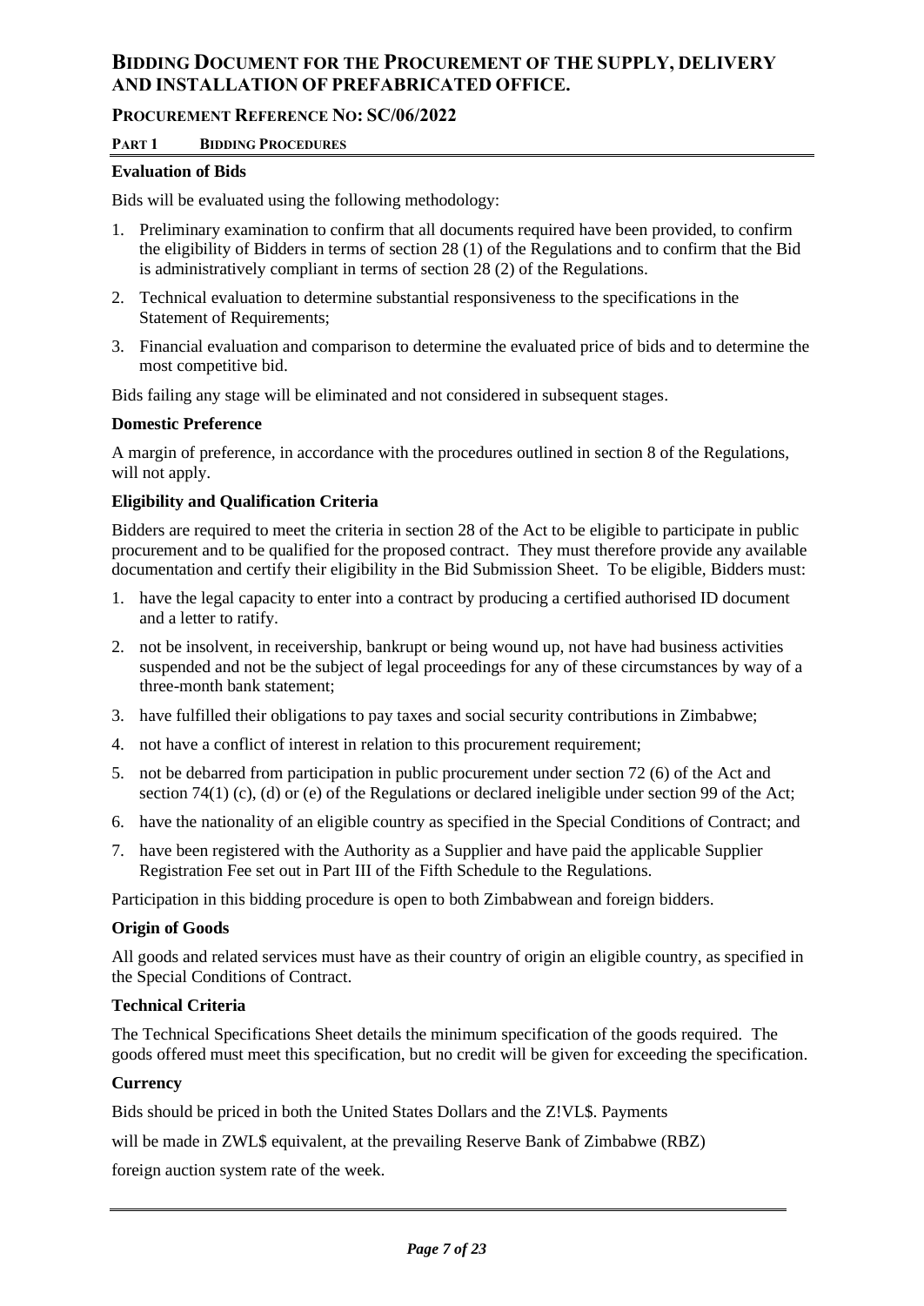# Bidding Document for the Procurement of the supply, delivery and installation of prefabricated office.

## Procurement Reference No: SC/06/2022

### Part 1 Bidding Procedures

**Evaluation of Bids**

Bids will be evaluated using the following methodology:

1. Preliminary examination to confirm that all documents required have been provided, to confirm the eligibility of Bidders in terms of section 28 (1) of the Regulations and to confirm that the Bid is administratively compliant in terms of section 28 (2) of the Regulations.
2. Technical evaluation to determine substantial responsiveness to the specifications in the Statement of Requirements;
3. Financial evaluation and comparison to determine the evaluated price of bids and to determine the most competitive bid.

Bids failing any stage will be eliminated and not considered in subsequent stages.

**Domestic Preference**

A margin of preference, in accordance with the procedures outlined in section 8 of the Regulations, will not apply.

**Eligibility and Qualification Criteria**

Bidders are required to meet the criteria in section 28 of the Act to be eligible to participate in public procurement and to be qualified for the proposed contract. They must therefore provide any available documentation and certify their eligibility in the Bid Submission Sheet. To be eligible, Bidders must:

1. have the legal capacity to enter into a contract by producing a certified authorised ID document and a letter to ratify.
2. not be insolvent, in receivership, bankrupt or being wound up, not have had business activities suspended and not be the subject of legal proceedings for any of these circumstances by way of a three-month bank statement;
3. have fulfilled their obligations to pay taxes and social security contributions in Zimbabwe;
4. not have a conflict of interest in relation to this procurement requirement;
5. not be debarred from participation in public procurement under section 72 (6) of the Act and section 74(1) (c), (d) or (e) of the Regulations or declared ineligible under section 99 of the Act;
6. have the nationality of an eligible country as specified in the Special Conditions of Contract; and
7. have been registered with the Authority as a Supplier and have paid the applicable Supplier Registration Fee set out in Part III of the Fifth Schedule to the Regulations.

Participation in this bidding procedure is open to both Zimbabwean and foreign bidders.

**Origin of Goods**

All goods and related services must have as their country of origin an eligible country, as specified in the Special Conditions of Contract.

**Technical Criteria**

The Technical Specifications Sheet details the minimum specification of the goods required. The goods offered must meet this specification, but no credit will be given for exceeding the specification.

**Currency**

Bids should be priced in both the United States Dollars and the Z!VL$. Payments

will be made in ZWL$ equivalent, at the prevailing Reserve Bank of Zimbabwe (RBZ)

foreign auction system rate of the week.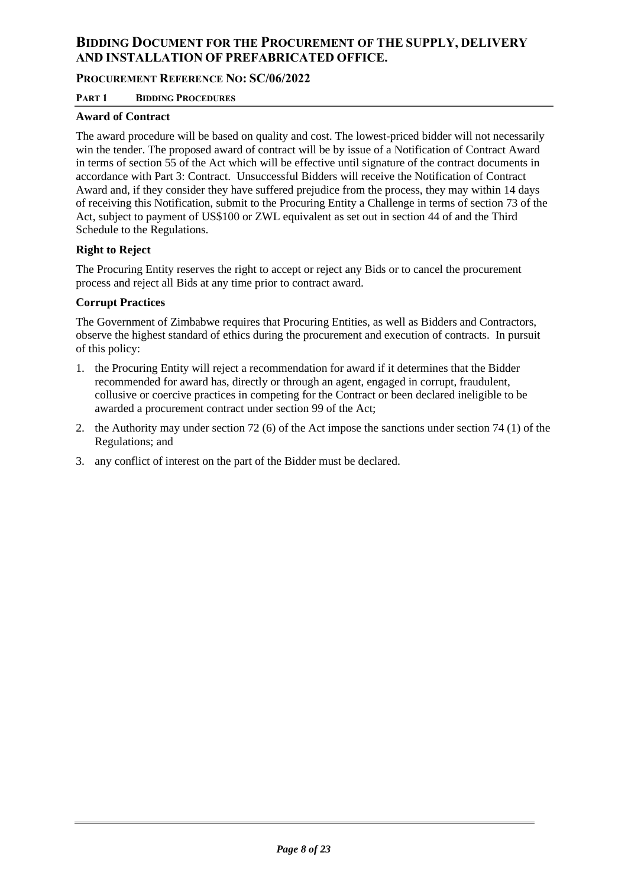### Award of Contract

The award procedure will be based on quality and cost. The lowest-priced bidder will not necessarily win the tender. The proposed award of contract will be by issue of a Notification of Contract Award in terms of section 55 of the Act which will be effective until signature of the contract documents in accordance with Part 3: Contract. Unsuccessful Bidders will receive the Notification of Contract Award and, if they consider they have suffered prejudice from the process, they may within 14 days of receiving this Notification, submit to the Procuring Entity a Challenge in terms of section 73 of the Act, subject to payment of US$100 or ZWL equivalent as set out in section 44 of and the Third Schedule to the Regulations.

### Right to Reject

The Procuring Entity reserves the right to accept or reject any Bids or to cancel the procurement process and reject all Bids at any time prior to contract award.

### Corrupt Practices

The Government of Zimbabwe requires that Procuring Entities, as well as Bidders and Contractors, observe the highest standard of ethics during the procurement and execution of contracts. In pursuit of this policy:

1. the Procuring Entity will reject a recommendation for award if it determines that the Bidder recommended for award has, directly or through an agent, engaged in corrupt, fraudulent, collusive or coercive practices in competing for the Contract or been declared ineligible to be awarded a procurement contract under section 99 of the Act;
2. the Authority may under section 72 (6) of the Act impose the sanctions under section 74 (1) of the Regulations; and
3. any conflict of interest on the part of the Bidder must be declared.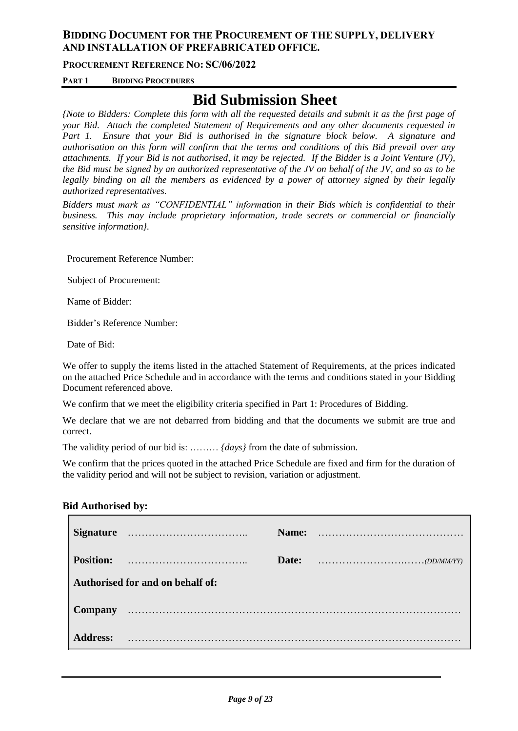# Bid Submission Sheet

*{Note to Bidders: Complete this form with all the requested details and submit it as the first page of your Bid. Attach the completed Statement of Requirements and any other documents requested in Part 1. Ensure that your Bid is authorised in the signature block below. A signature and authorisation on this form will confirm that the terms and conditions of this Bid prevail over any attachments. If your Bid is not authorised, it may be rejected. If the Bidder is a Joint Venture (JV), the Bid must be signed by an authorized representative of the JV on behalf of the JV, and so as to be legally binding on all the members as evidenced by a power of attorney signed by their legally authorized representatives.*

*Bidders must mark as "CONFIDENTIAL" information in their Bids which is confidential to their business. This may include proprietary information, trade secrets or commercial or financially sensitive information}.*

Procurement Reference Number:

Subject of Procurement:

Name of Bidder:

Bidder's Reference Number:

Date of Bid:

We offer to supply the items listed in the attached Statement of Requirements, at the prices indicated on the attached Price Schedule and in accordance with the terms and conditions stated in your Bidding Document referenced above.

We confirm that we meet the eligibility criteria specified in Part 1: Procedures of Bidding.

We declare that we are not debarred from bidding and that the documents we submit are true and correct.

The validity period of our bid is: ……… *{days}* from the date of submission.

We confirm that the prices quoted in the attached Price Schedule are fixed and firm for the duration of the validity period and will not be subject to revision, variation or adjustment.

**Bid Authorised by:**

| | | | |
|---|---|---|---|
| **Signature** | …………………………….. | **Name:** | …………………………………… |
| **Position:** | …………………………….. | **Date:** | ………………………..……*(DD/MM/YY)* |
| **Authorised for and on behalf of:** | | | |
| **Company** | ……………………………………………………………………………… | | |
| **Address:** | ……………………………………………………………………………… | | |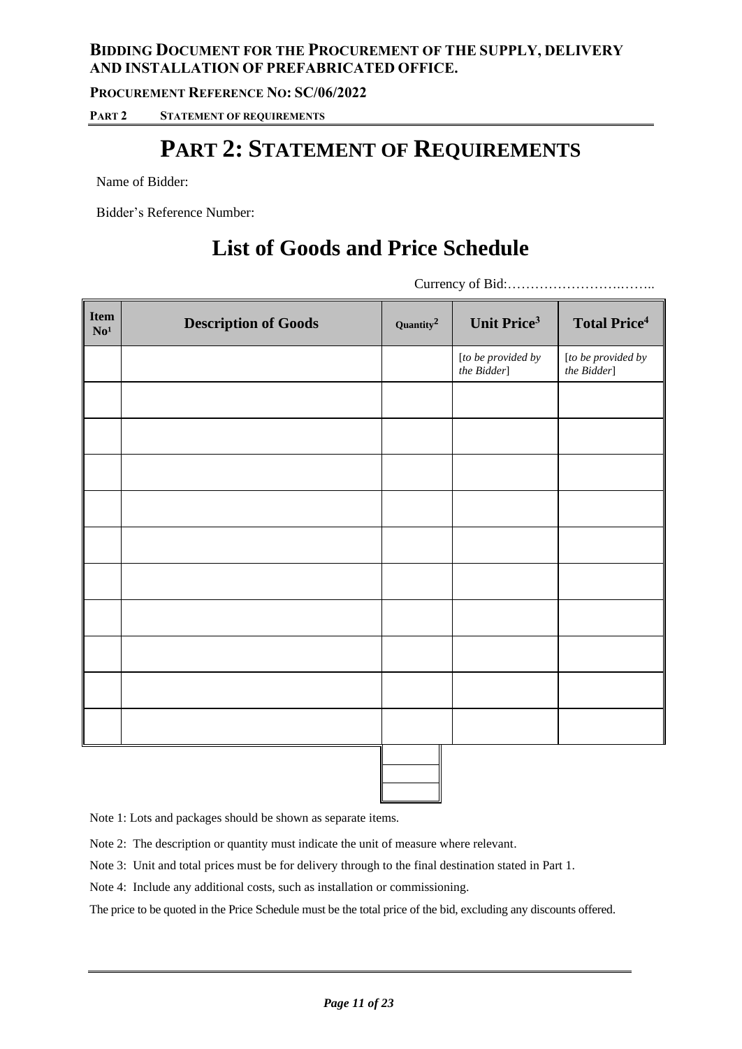# PART 2: STATEMENT OF REQUIREMENTS

Name of Bidder:

Bidder's Reference Number:

## List of Goods and Price Schedule

Currency of Bid:……………………….……..

| Item No[1] | Description of Goods | Quantity[2] | Unit Price[3] | Total Price[4] |
|---|---|---|---|---|
| | | | [*to be provided by the Bidder*] | [*to be provided by the Bidder*] |
| | | | | |
| | | | | |
| | | | | |
| | | | | |
| | | | | |
| | | | | |
| | | | | |
| | | | | |
| | | | | |
| | | | | |
| | | | | |
| | | | | |
| | | | | |

Note 1: Lots and packages should be shown as separate items.

Note 2: The description or quantity must indicate the unit of measure where relevant.

Note 3: Unit and total prices must be for delivery through to the final destination stated in Part 1.

Note 4: Include any additional costs, such as installation or commissioning.

The price to be quoted in the Price Schedule must be the total price of the bid, excluding any discounts offered.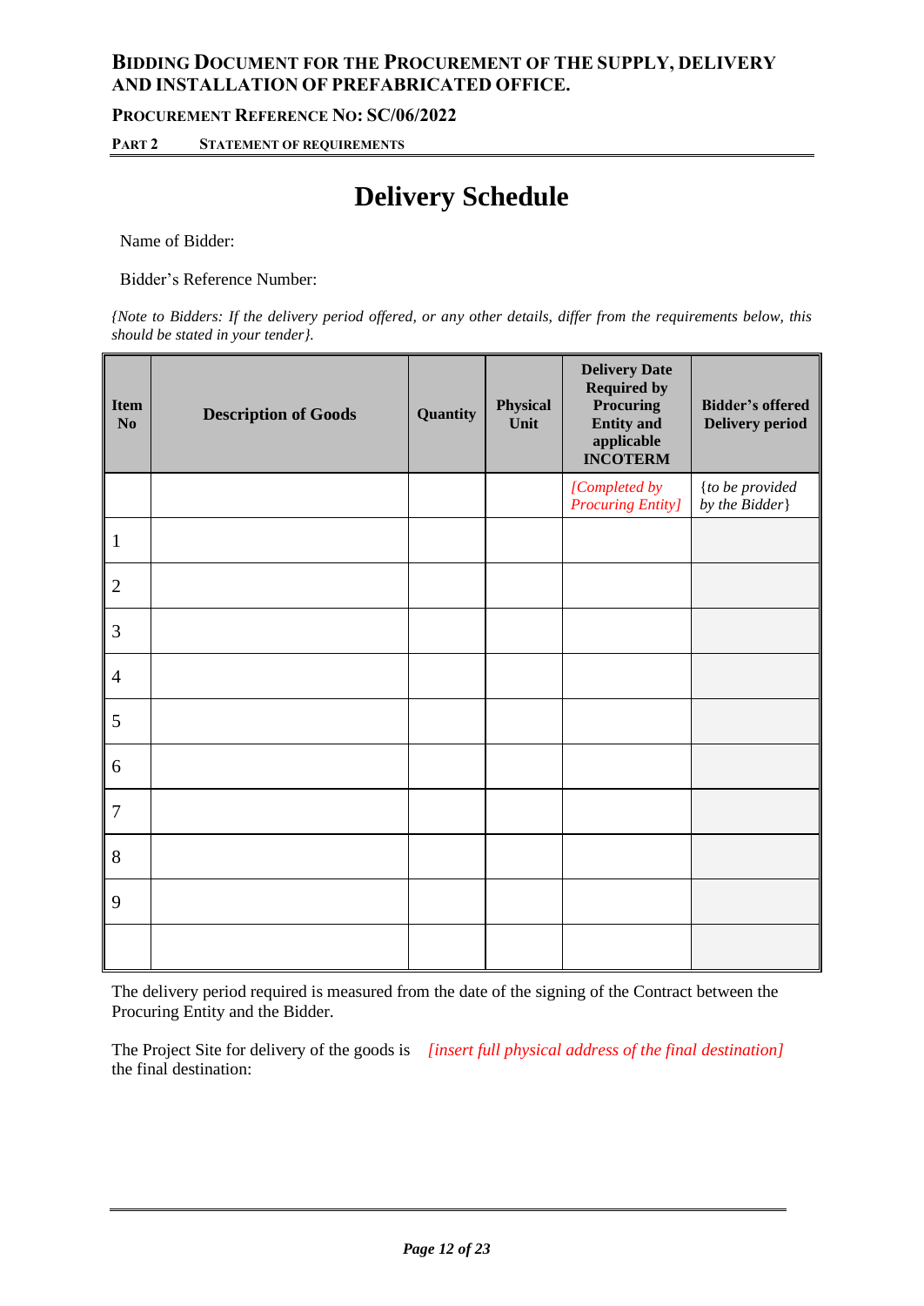# Delivery Schedule

Name of Bidder:

Bidder's Reference Number:

*{Note to Bidders: If the delivery period offered, or any other details, differ from the requirements below, this should be stated in your tender}.*

| Item No | Description of Goods | Quantity | Physical Unit | Delivery Date Required by Procuring Entity and applicable INCOTERM | Bidder's offered Delivery period |
|---|---|---|---|---|---|
| | | | | *[Completed by Procuring Entity]* | {*to be provided by the Bidder*} |
| 1 | | | | | |
| 2 | | | | | |
| 3 | | | | | |
| 4 | | | | | |
| 5 | | | | | |
| 6 | | | | | |
| 7 | | | | | |
| 8 | | | | | |
| 9 | | | | | |
| | | | | | |

The delivery period required is measured from the date of the signing of the Contract between the Procuring Entity and the Bidder.

The Project Site for delivery of the goods is the final destination: *[insert full physical address of the final destination]*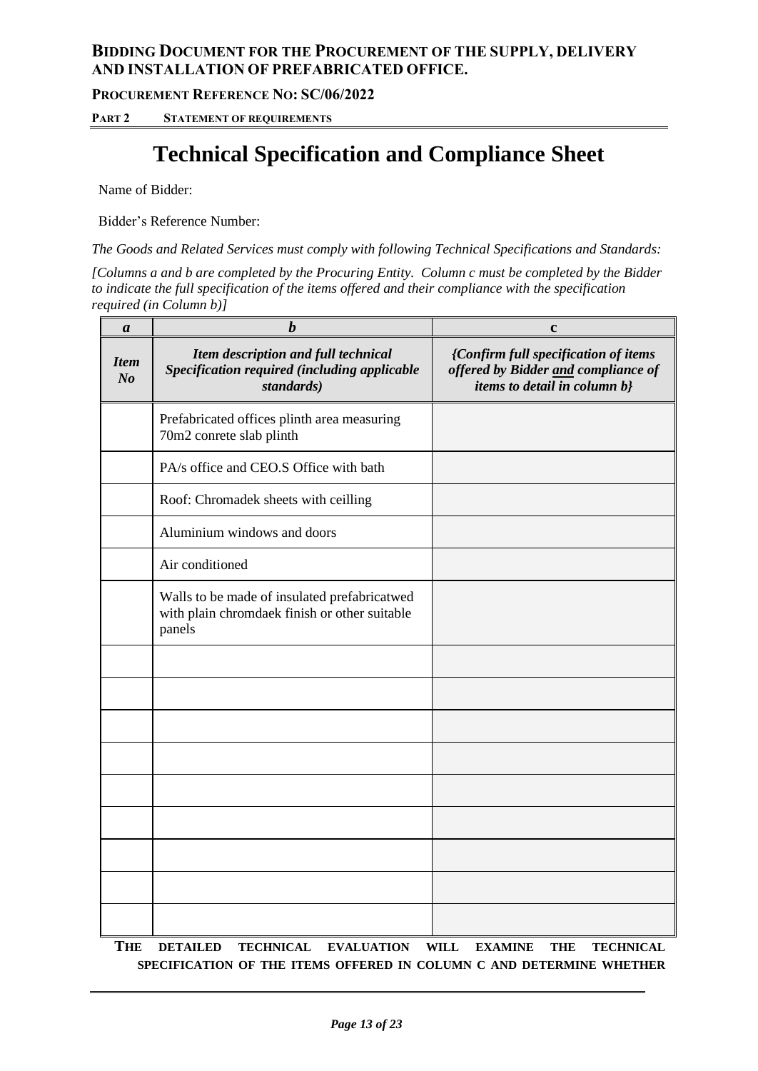# Technical Specification and Compliance Sheet

Name of Bidder:

Bidder's Reference Number:

*The Goods and Related Services must comply with following Technical Specifications and Standards:*

*[Columns a and b are completed by the Procuring Entity. Column c must be completed by the Bidder to indicate the full specification of the items offered and their compliance with the specification required (in Column b)]*

| ***a*** | ***b*** | **c** |
|---|---|---|
| ***Item No*** | ***Item description and full technical Specification required (including applicable standards)*** | ***{Confirm full specification of items offered by Bidder and compliance of items to detail in column b}*** |
| | Prefabricated offices plinth area measuring 70m2 conrete slab plinth | |
| | PA/s office and CEO.S Office with bath | |
| | Roof: Chromadek sheets with ceilling | |
| | Aluminium windows and doors | |
| | Air conditioned | |
| | Walls to be made of insulated prefabricatwed with plain chromdaek finish or other suitable panels | |
| | | |
| | | |
| | | |
| | | |
| | | |
| | | |
| | | |
| | | |
| | | |

**THE DETAILED TECHNICAL EVALUATION WILL EXAMINE THE TECHNICAL SPECIFICATION OF THE ITEMS OFFERED IN COLUMN C AND DETERMINE WHETHER**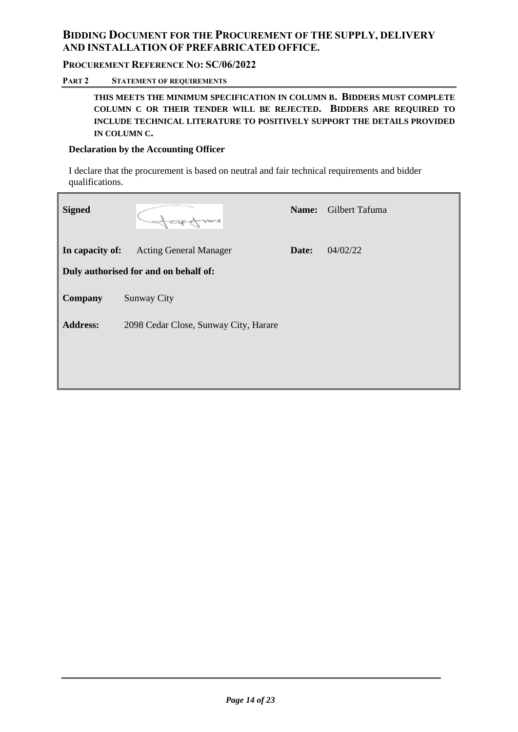# **BIDDING DOCUMENT FOR THE PROCUREMENT OF THE SUPPLY, DELIVERY AND INSTALLATION OF PREFABRICATED OFFICE.**

**PROCUREMENT REFERENCE NO: SC/06/2022**

**PART 2 STATEMENT OF REQUIREMENTS**

**THIS MEETS THE MINIMUM SPECIFICATION IN COLUMN B. BIDDERS MUST COMPLETE COLUMN C OR THEIR TENDER WILL BE REJECTED. BIDDERS ARE REQUIRED TO INCLUDE TECHNICAL LITERATURE TO POSITIVELY SUPPORT THE DETAILS PROVIDED IN COLUMN C.**

**Declaration by the Accounting Officer**

I declare that the procurement is based on neutral and fair technical requirements and bidder qualifications.

| | | | |
|---|---|---|---|
| **Signed** | | **Name:** | Gilbert Tafuma |
| **In capacity of:** | Acting General Manager | **Date:** | 04/02/22 |
| **Duly authorised for and on behalf of:** | | | |
| **Company** | Sunway City | | |
| **Address:** | 2098 Cedar Close, Sunway City, Harare | | |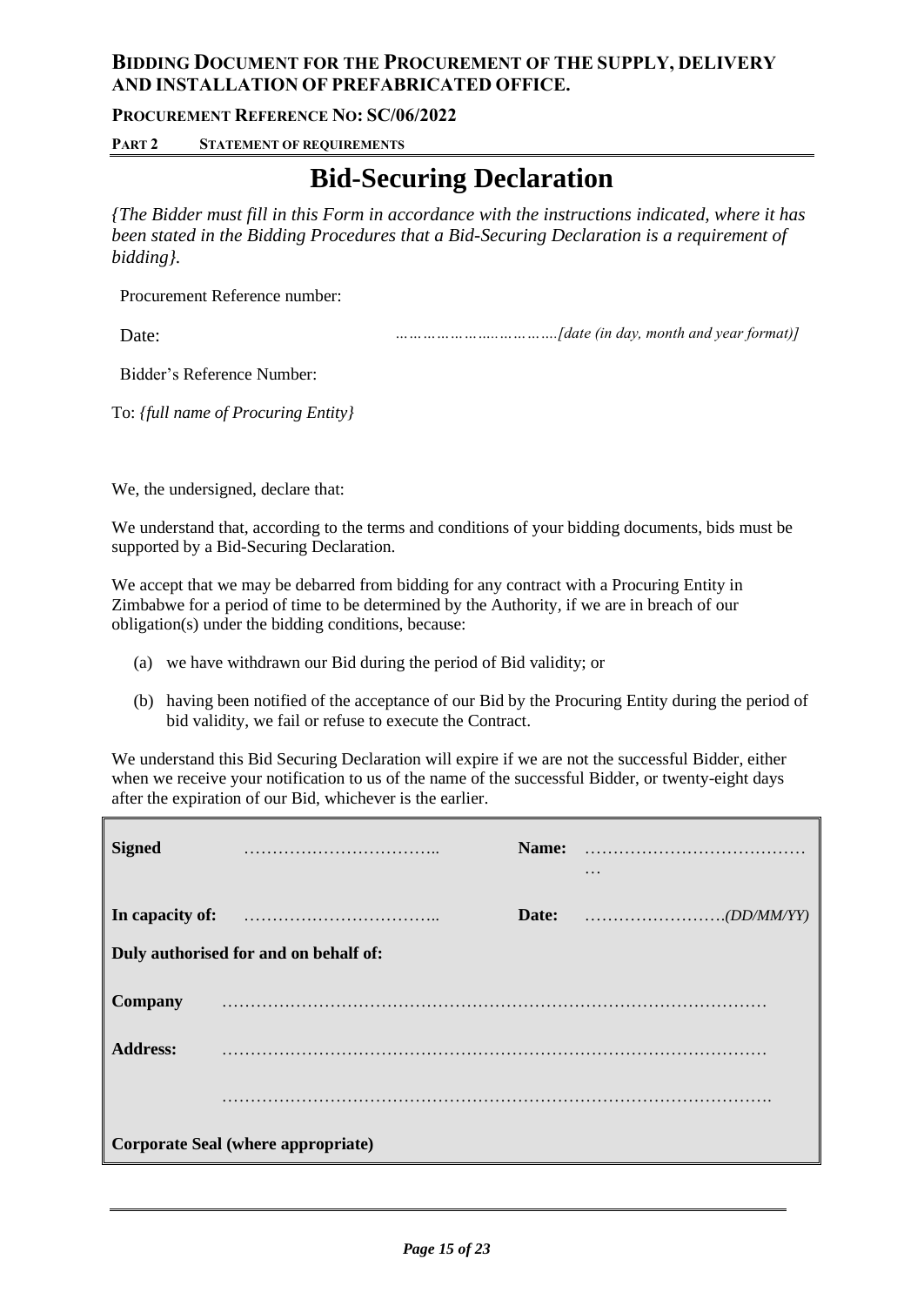# Bid-Securing Declaration

*{The Bidder must fill in this Form in accordance with the instructions indicated, where it has been stated in the Bidding Procedures that a Bid-Securing Declaration is a requirement of bidding}.*

Procurement Reference number:

Date: ……………………………….*[date (in day, month and year format)]*

Bidder's Reference Number:

To: *{full name of Procuring Entity}*

We, the undersigned, declare that:

We understand that, according to the terms and conditions of your bidding documents, bids must be supported by a Bid-Securing Declaration.

We accept that we may be debarred from bidding for any contract with a Procuring Entity in Zimbabwe for a period of time to be determined by the Authority, if we are in breach of our obligation(s) under the bidding conditions, because:

(a) we have withdrawn our Bid during the period of Bid validity; or

(b) having been notified of the acceptance of our Bid by the Procuring Entity during the period of bid validity, we fail or refuse to execute the Contract.

We understand this Bid Securing Declaration will expire if we are not the successful Bidder, either when we receive your notification to us of the name of the successful Bidder, or twenty-eight days after the expiration of our Bid, whichever is the earlier.

| | | | |
|---|---|---|---|
| **Signed** | …………………………….. | **Name:** | ……………………………………… |
| **In capacity of:** | …………………………….. | **Date:** | …………………….*(DD/MM/YY)* |
| **Duly authorised for and on behalf of:** | | | |
| **Company** | ……………………………………………………………………………… | | |
| **Address:** | ……………………………………………………………………………… | | |
| | ………………………………………………………………………………. | | |
| **Corporate Seal (where appropriate)** | | | |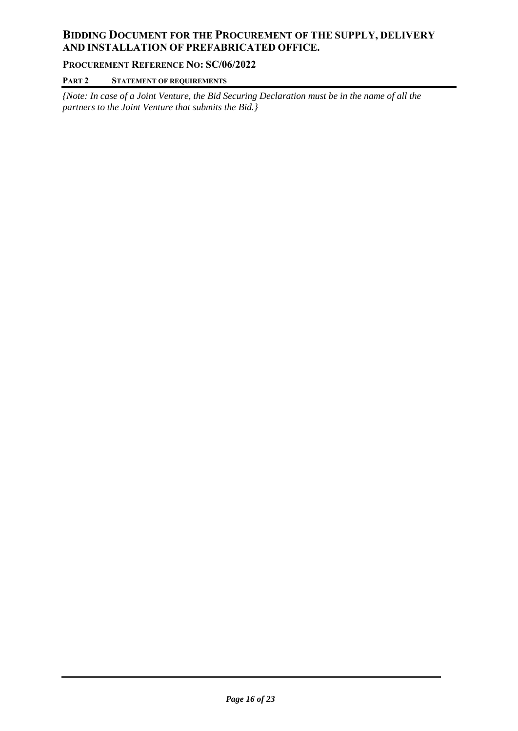*{Note: In case of a Joint Venture, the Bid Securing Declaration must be in the name of all the partners to the Joint Venture that submits the Bid.}*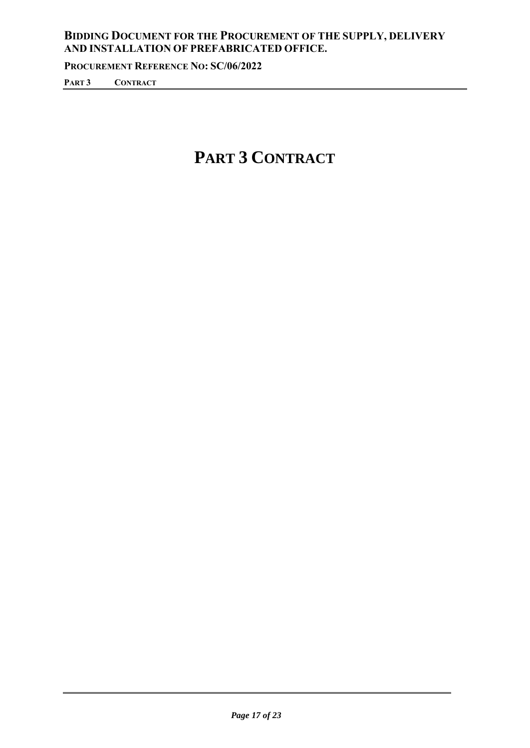# PART 3 CONTRACT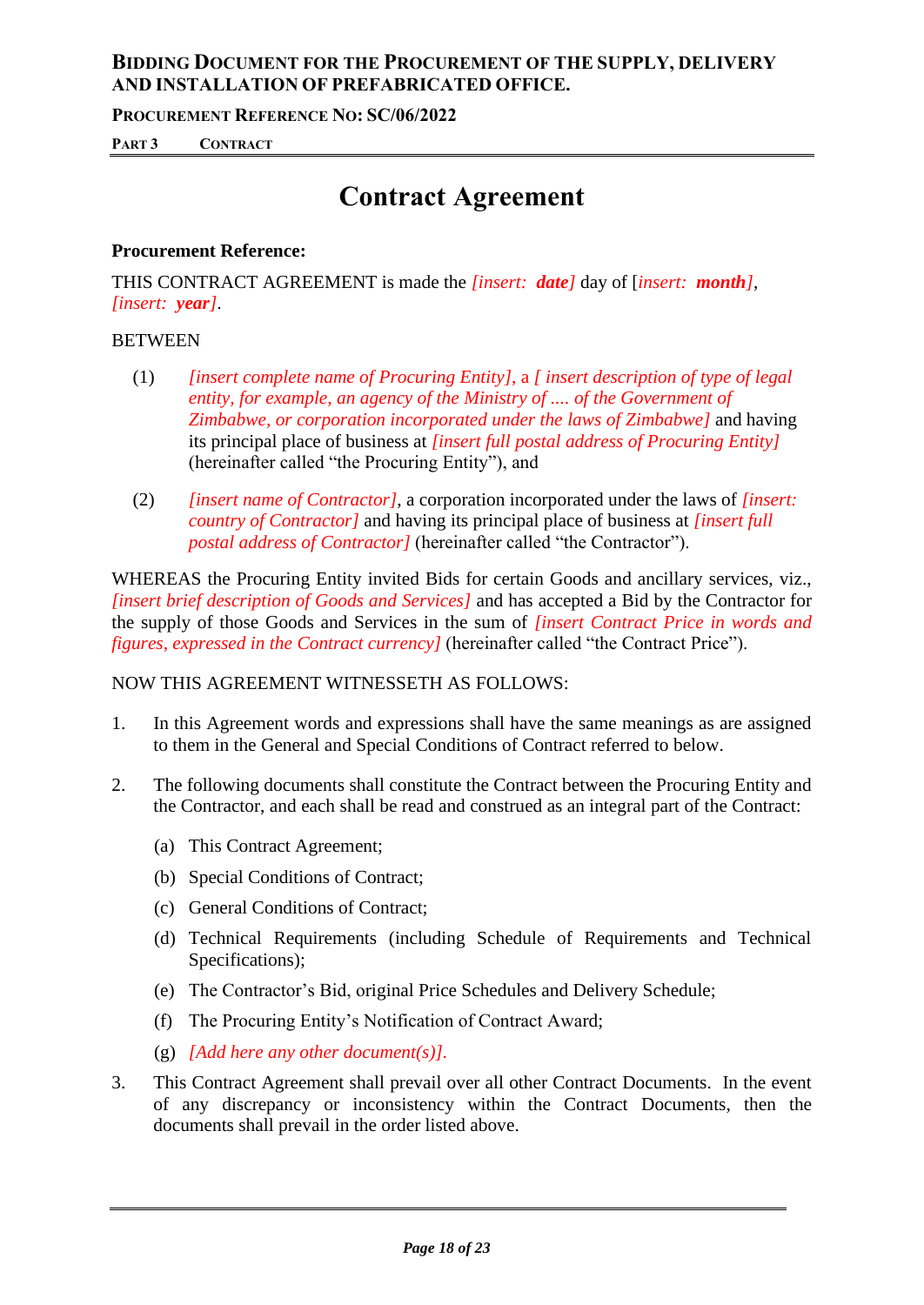# Contract Agreement

**Procurement Reference:**

THIS CONTRACT AGREEMENT is made the *[insert: **date**]* day of [*insert: **month**]*, *[insert: **year**]*.

BETWEEN

(1) *[insert complete name of Procuring Entity]*, a *[ insert description of type of legal entity, for example, an agency of the Ministry of .... of the Government of Zimbabwe, or corporation incorporated under the laws of Zimbabwe]* and having its principal place of business at *[insert full postal address of Procuring Entity]* (hereinafter called "the Procuring Entity"), and

(2) *[insert name of Contractor]*, a corporation incorporated under the laws of *[insert: country of Contractor]* and having its principal place of business at *[insert full postal address of Contractor]* (hereinafter called "the Contractor").

WHEREAS the Procuring Entity invited Bids for certain Goods and ancillary services, viz., *[insert brief description of Goods and Services]* and has accepted a Bid by the Contractor for the supply of those Goods and Services in the sum of *[insert Contract Price in words and figures, expressed in the Contract currency]* (hereinafter called "the Contract Price").

NOW THIS AGREEMENT WITNESSETH AS FOLLOWS:

1. In this Agreement words and expressions shall have the same meanings as are assigned to them in the General and Special Conditions of Contract referred to below.

2. The following documents shall constitute the Contract between the Procuring Entity and the Contractor, and each shall be read and construed as an integral part of the Contract:

   (a) This Contract Agreement;

   (b) Special Conditions of Contract;

   (c) General Conditions of Contract;

   (d) Technical Requirements (including Schedule of Requirements and Technical Specifications);

   (e) The Contractor's Bid, original Price Schedules and Delivery Schedule;

   (f) The Procuring Entity's Notification of Contract Award;

   (g) *[Add here any other document(s)]*.

3. This Contract Agreement shall prevail over all other Contract Documents. In the event of any discrepancy or inconsistency within the Contract Documents, then the documents shall prevail in the order listed above.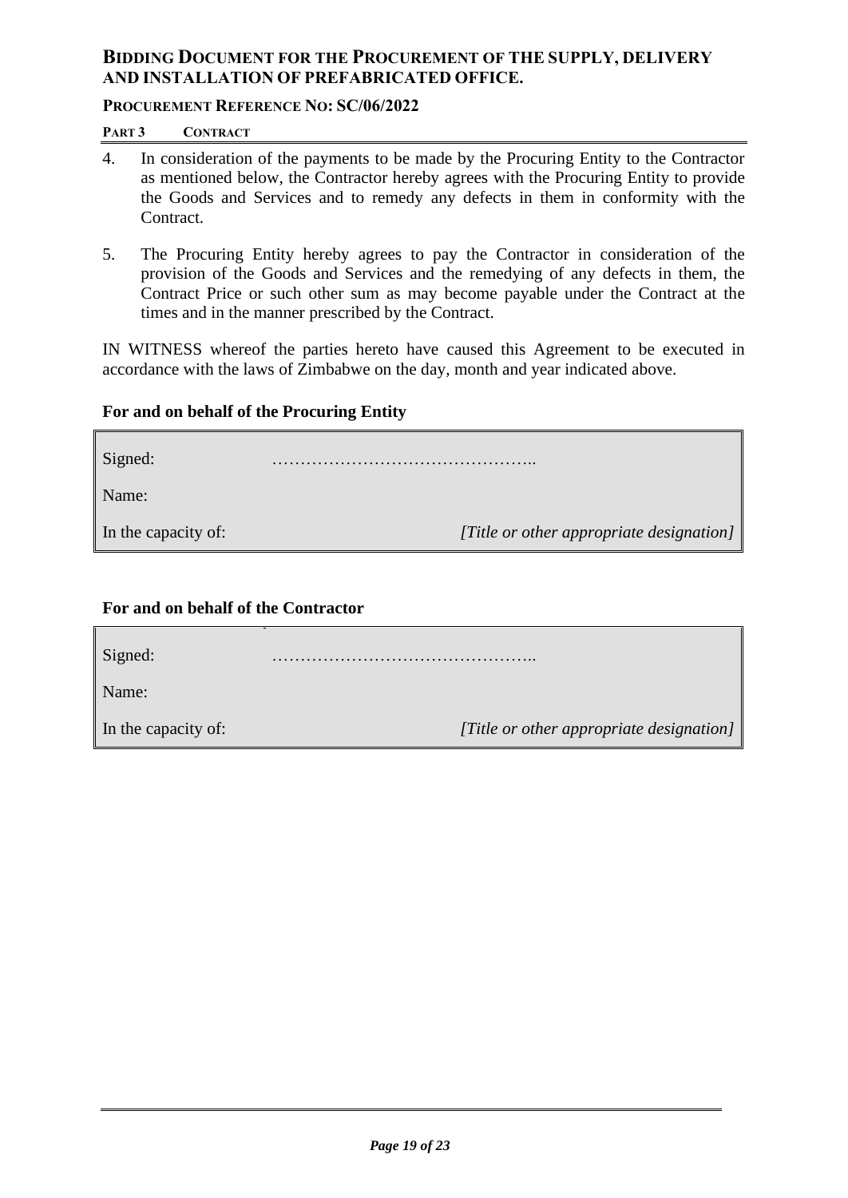4. In consideration of the payments to be made by the Procuring Entity to the Contractor as mentioned below, the Contractor hereby agrees with the Procuring Entity to provide the Goods and Services and to remedy any defects in them in conformity with the Contract.

5. The Procuring Entity hereby agrees to pay the Contractor in consideration of the provision of the Goods and Services and the remedying of any defects in them, the Contract Price or such other sum as may become payable under the Contract at the times and in the manner prescribed by the Contract.

IN WITNESS whereof the parties hereto have caused this Agreement to be executed in accordance with the laws of Zimbabwe on the day, month and year indicated above.

**For and on behalf of the Procuring Entity**

| | |
|---|---|
| Signed: | ……………………………………….. |
| Name: | |
| In the capacity of: | *[Title or other appropriate designation]* |

**For and on behalf of the Contractor**

| | |
|---|---|
| Signed: | ……………………………………….. |
| Name: | |
| In the capacity of: | *[Title or other appropriate designation]* |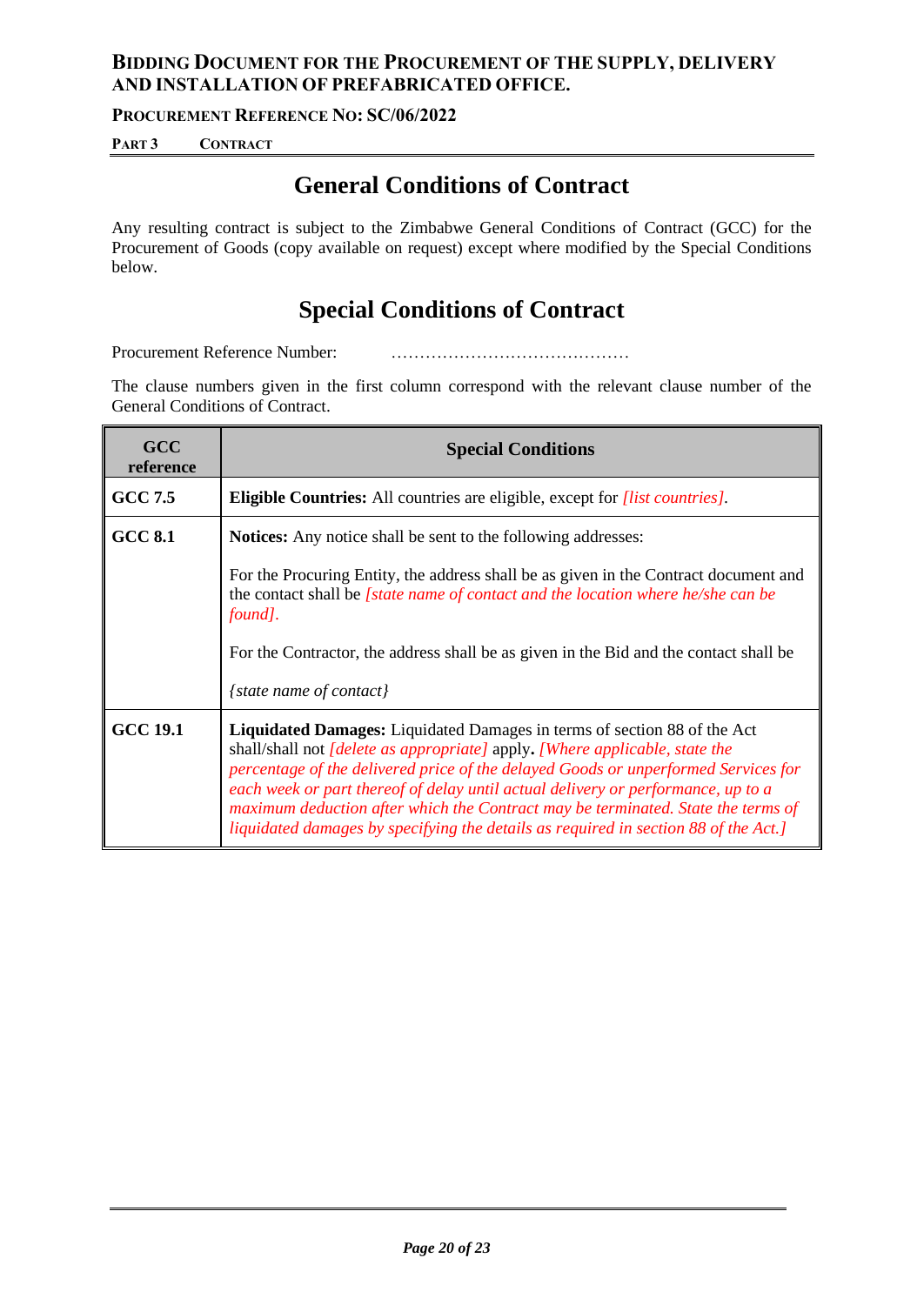# General Conditions of Contract

Any resulting contract is subject to the Zimbabwe General Conditions of Contract (GCC) for the Procurement of Goods (copy available on request) except where modified by the Special Conditions below.

# Special Conditions of Contract

Procurement Reference Number: ……………………………………

The clause numbers given in the first column correspond with the relevant clause number of the General Conditions of Contract.

| GCC reference | Special Conditions |
|---|---|
| **GCC 7.5** | **Eligible Countries:** All countries are eligible, except for *[list countries]*. |
| **GCC 8.1** | **Notices:** Any notice shall be sent to the following addresses:<br><br>For the Procuring Entity, the address shall be as given in the Contract document and the contact shall be *[state name of contact and the location where he/she can be found]*.<br><br>For the Contractor, the address shall be as given in the Bid and the contact shall be<br><br>*{state name of contact}* |
| **GCC 19.1** | **Liquidated Damages:** Liquidated Damages in terms of section 88 of the Act shall/shall not *[delete as appropriate]* apply**.** *[Where applicable, state the percentage of the delivered price of the delayed Goods or unperformed Services for each week or part thereof of delay until actual delivery or performance, up to a maximum deduction after which the Contract may be terminated. State the terms of liquidated damages by specifying the details as required in section 88 of the Act.]* |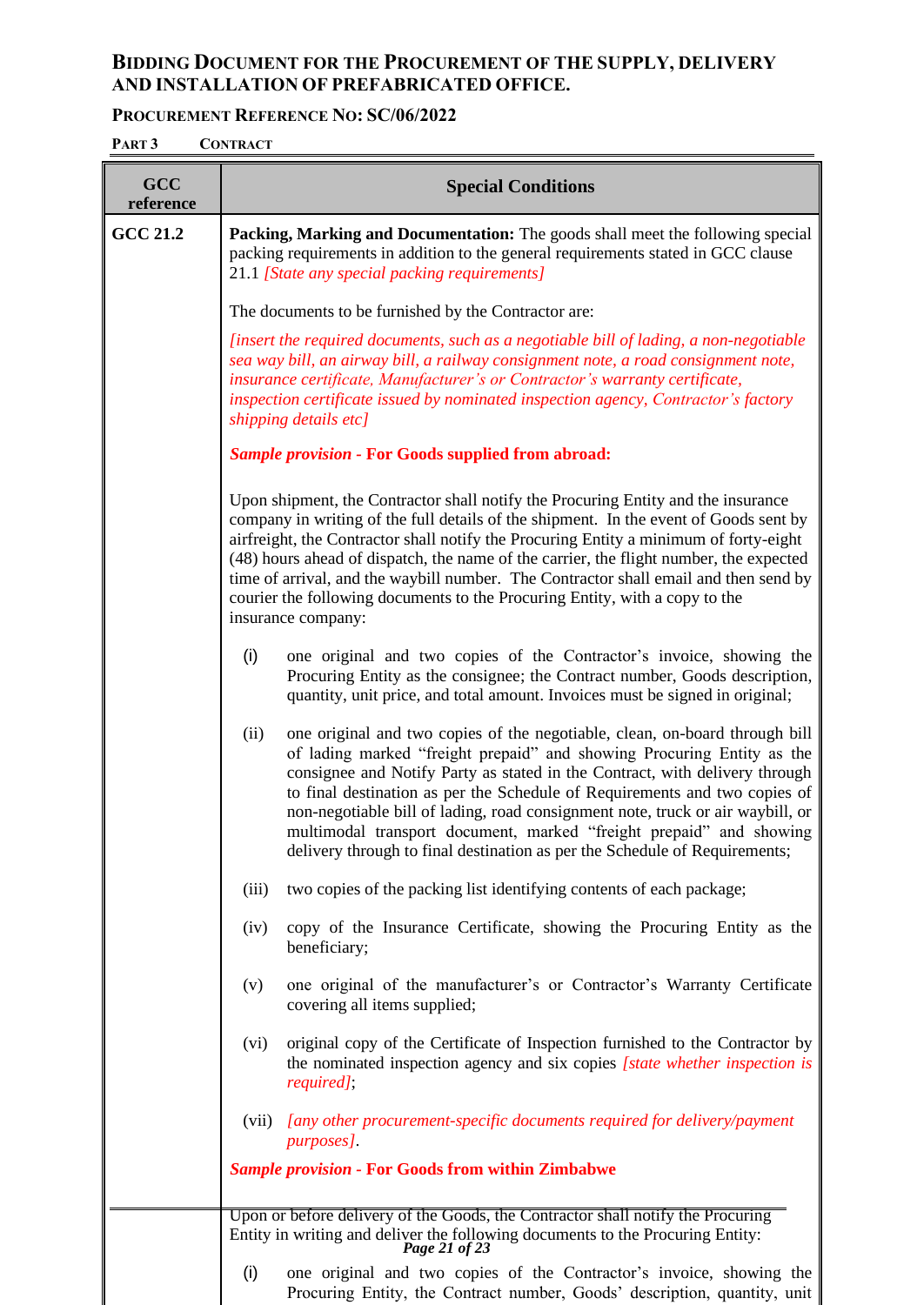| GCC reference | Special Conditions |
|---|---|
| GCC 21.2 | **Packing, Marking and Documentation:** The goods shall meet the following special packing requirements in addition to the general requirements stated in GCC clause 21.1 *[State any special packing requirements]*<br><br>The documents to be furnished by the Contractor are:<br><br>*[insert the required documents, such as a negotiable bill of lading, a non-negotiable sea way bill, an airway bill, a railway consignment note, a road consignment note, insurance certificate, Manufacturer's or Contractor's warranty certificate, inspection certificate issued by nominated inspection agency, Contractor's factory shipping details etc]*<br><br>***Sample provision* - For Goods supplied from abroad:**<br><br>Upon shipment, the Contractor shall notify the Procuring Entity and the insurance company in writing of the full details of the shipment. In the event of Goods sent by airfreight, the Contractor shall notify the Procuring Entity a minimum of forty-eight (48) hours ahead of dispatch, the name of the carrier, the flight number, the expected time of arrival, and the waybill number. The Contractor shall email and then send by courier the following documents to the Procuring Entity, with a copy to the insurance company:<br><br>(i) one original and two copies of the Contractor's invoice, showing the Procuring Entity as the consignee; the Contract number, Goods description, quantity, unit price, and total amount. Invoices must be signed in original;<br><br>(ii) one original and two copies of the negotiable, clean, on-board through bill of lading marked "freight prepaid" and showing Procuring Entity as the consignee and Notify Party as stated in the Contract, with delivery through to final destination as per the Schedule of Requirements and two copies of non-negotiable bill of lading, road consignment note, truck or air waybill, or multimodal transport document, marked "freight prepaid" and showing delivery through to final destination as per the Schedule of Requirements;<br><br>(iii) two copies of the packing list identifying contents of each package;<br><br>(iv) copy of the Insurance Certificate, showing the Procuring Entity as the beneficiary;<br><br>(v) one original of the manufacturer's or Contractor's Warranty Certificate covering all items supplied;<br><br>(vi) original copy of the Certificate of Inspection furnished to the Contractor by the nominated inspection agency and six copies *[state whether inspection is required]*;<br><br>(vii) *[any other procurement-specific documents required for delivery/payment purposes]*.<br><br>***Sample provision* - For Goods from within Zimbabwe**<br><br>Upon or before delivery of the Goods, the Contractor shall notify the Procuring Entity in writing and deliver the following documents to the Procuring Entity:<br><br>(i) one original and two copies of the Contractor's invoice, showing the Procuring Entity, the Contract number, Goods' description, quantity, unit |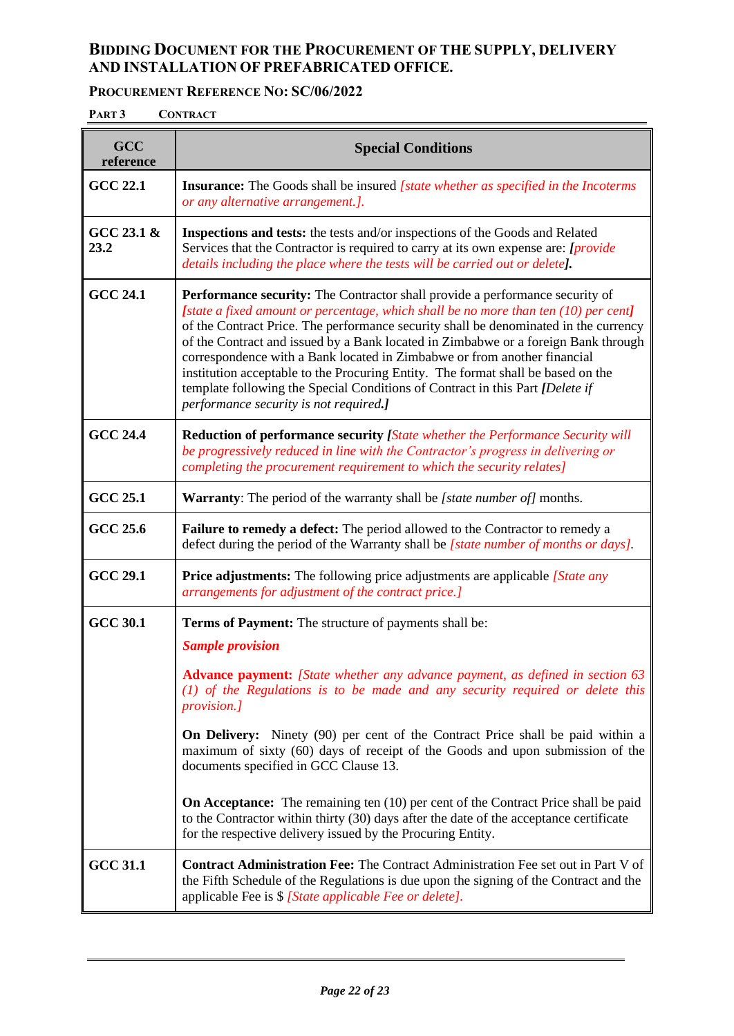| GCC reference | Special Conditions |
|---|---|
| **GCC 22.1** | **Insurance:** The Goods shall be insured *[state whether as specified in the Incoterms or any alternative arrangement.].* |
| **GCC 23.1 & 23.2** | **Inspections and tests:** the tests and/or inspections of the Goods and Related Services that the Contractor is required to carry at its own expense are: ***[****provide details including the place where the tests will be carried out or delete****].*** |
| **GCC 24.1** | **Performance security:** The Contractor shall provide a performance security of *[state a fixed amount or percentage, which shall be no more than ten (10) per cent]* of the Contract Price. The performance security shall be denominated in the currency of the Contract and issued by a Bank located in Zimbabwe or a foreign Bank through correspondence with a Bank located in Zimbabwe or from another financial institution acceptable to the Procuring Entity. The format shall be based on the template following the Special Conditions of Contract in this Part ***[****Delete if performance security is not required.****]*** |
| **GCC 24.4** | **Reduction of performance security** *[State whether the Performance Security will be progressively reduced in line with the Contractor's progress in delivering or completing the procurement requirement to which the security relates]* |
| **GCC 25.1** | **Warranty**: The period of the warranty shall be *[state number of]* months. |
| **GCC 25.6** | **Failure to remedy a defect:** The period allowed to the Contractor to remedy a defect during the period of the Warranty shall be *[state number of months or days].* |
| **GCC 29.1** | **Price adjustments:** The following price adjustments are applicable *[State any arrangements for adjustment of the contract price.]* |
| **GCC 30.1** | **Terms of Payment:** The structure of payments shall be:<br><br>***Sample provision***<br><br>**Advance payment:** *[State whether any advance payment, as defined in section 63 (1) of the Regulations is to be made and any security required or delete this provision.]*<br><br>**On Delivery:** Ninety (90) per cent of the Contract Price shall be paid within a maximum of sixty (60) days of receipt of the Goods and upon submission of the documents specified in GCC Clause 13.<br><br>**On Acceptance:** The remaining ten (10) per cent of the Contract Price shall be paid to the Contractor within thirty (30) days after the date of the acceptance certificate for the respective delivery issued by the Procuring Entity. |
| **GCC 31.1** | **Contract Administration Fee:** The Contract Administration Fee set out in Part V of the Fifth Schedule of the Regulations is due upon the signing of the Contract and the applicable Fee is $ *[State applicable Fee or delete].* |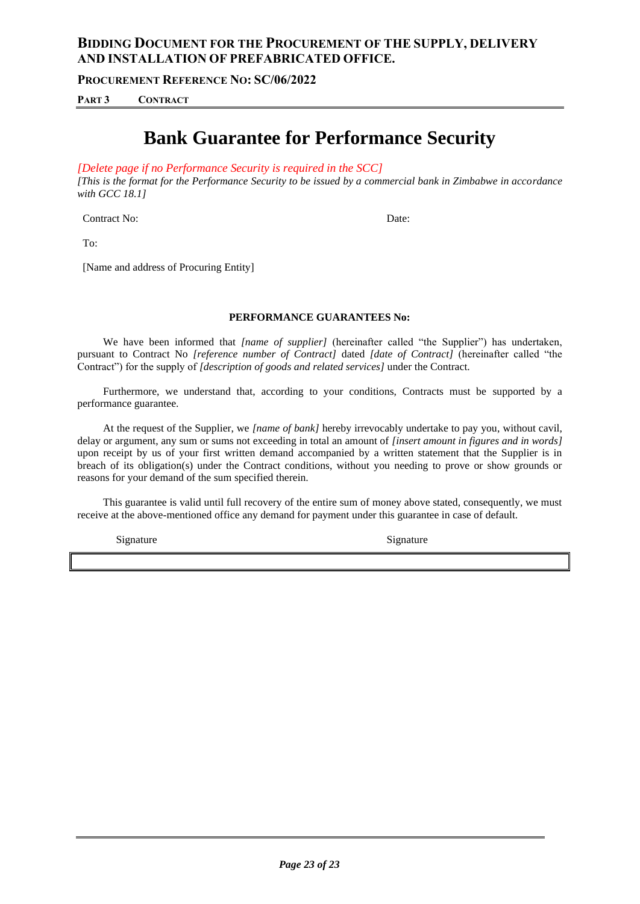# Bank Guarantee for Performance Security

*[Delete page if no Performance Security is required in the SCC]*

*[This is the format for the Performance Security to be issued by a commercial bank in Zimbabwe in accordance with GCC 18.1]*

Contract No: Date:

To:

[Name and address of Procuring Entity]

**PERFORMANCE GUARANTEES No:**

We have been informed that *[name of supplier]* (hereinafter called "the Supplier") has undertaken, pursuant to Contract No *[reference number of Contract]* dated *[date of Contract]* (hereinafter called "the Contract") for the supply of *[description of goods and related services]* under the Contract.

Furthermore, we understand that, according to your conditions, Contracts must be supported by a performance guarantee.

At the request of the Supplier, we *[name of bank]* hereby irrevocably undertake to pay you, without cavil, delay or argument, any sum or sums not exceeding in total an amount of *[insert amount in figures and in words]* upon receipt by us of your first written demand accompanied by a written statement that the Supplier is in breach of its obligation(s) under the Contract conditions, without you needing to prove or show grounds or reasons for your demand of the sum specified therein.

This guarantee is valid until full recovery of the entire sum of money above stated, consequently, we must receive at the above-mentioned office any demand for payment under this guarantee in case of default.

Signature Signature